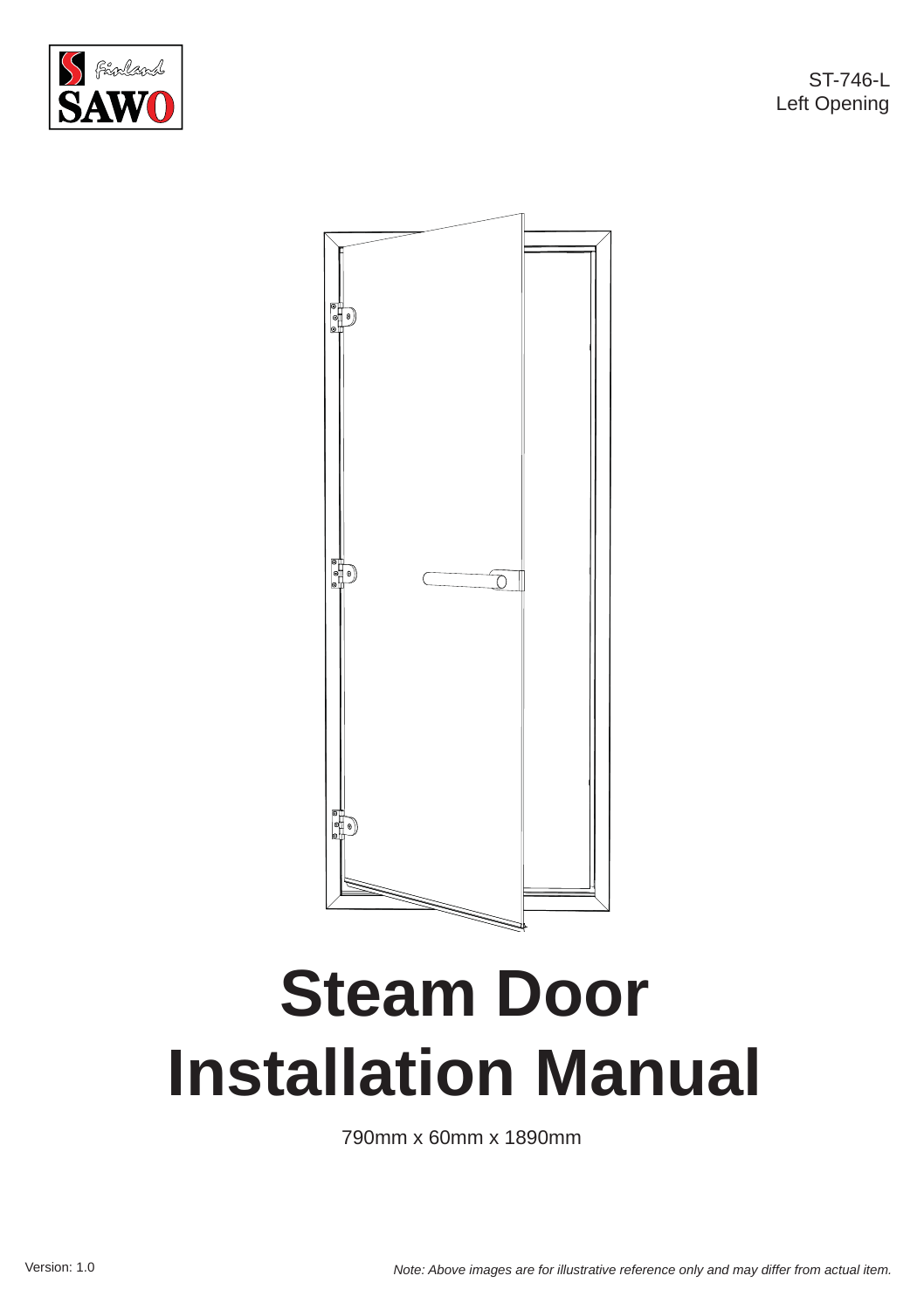ST-746-L
Left Opening

# Steam Door Installation Manual

790mm x 60mm x 1890mm

Version: 1.0

*Note: Above images are for illustrative reference only and may differ from actual item.*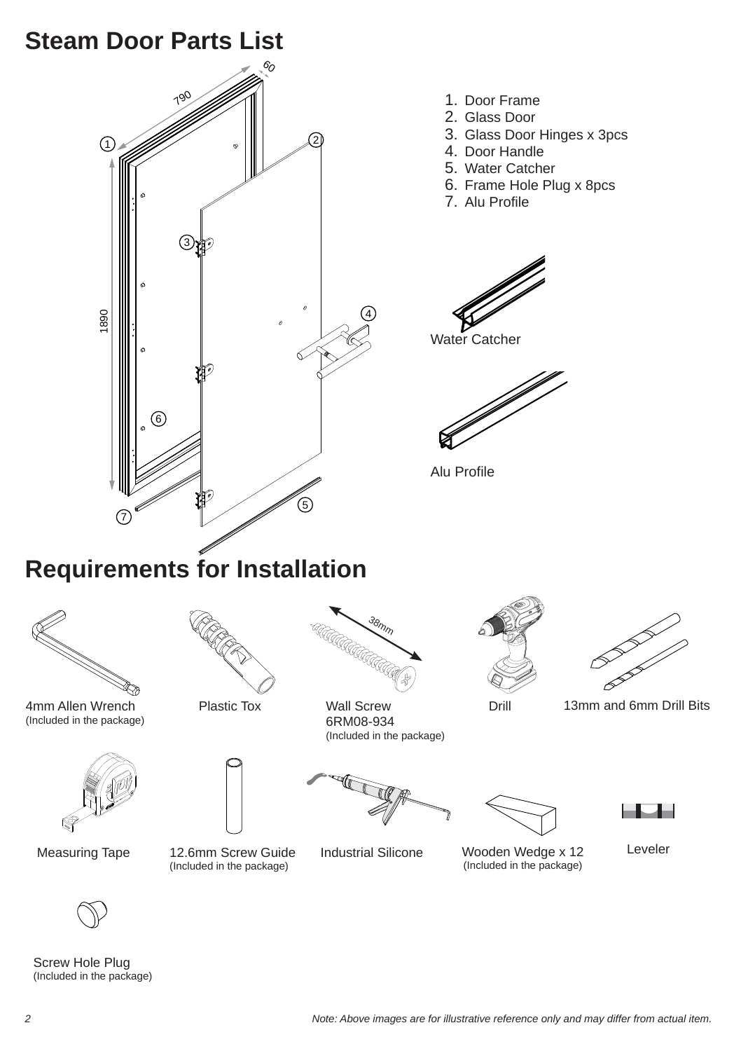# Steam Door Parts List

1. Door Frame
2. Glass Door
3. Glass Door Hinges x 3pcs
4. Door Handle
5. Water Catcher
6. Frame Hole Plug x 8pcs
7. Alu Profile

Water Catcher

Alu Profile

# Requirements for Installation

4mm Allen Wrench
(Included in the package)

Plastic Tox

Wall Screw
6RM08-934
(Included in the package)

Drill

13mm and 6mm Drill Bits

Measuring Tape

12.6mm Screw Guide
(Included in the package)

Industrial Silicone

Wooden Wedge x 12
(Included in the package)

Leveler

Screw Hole Plug
(Included in the package)

*Note: Above images are for illustrative reference only and may differ from actual item.*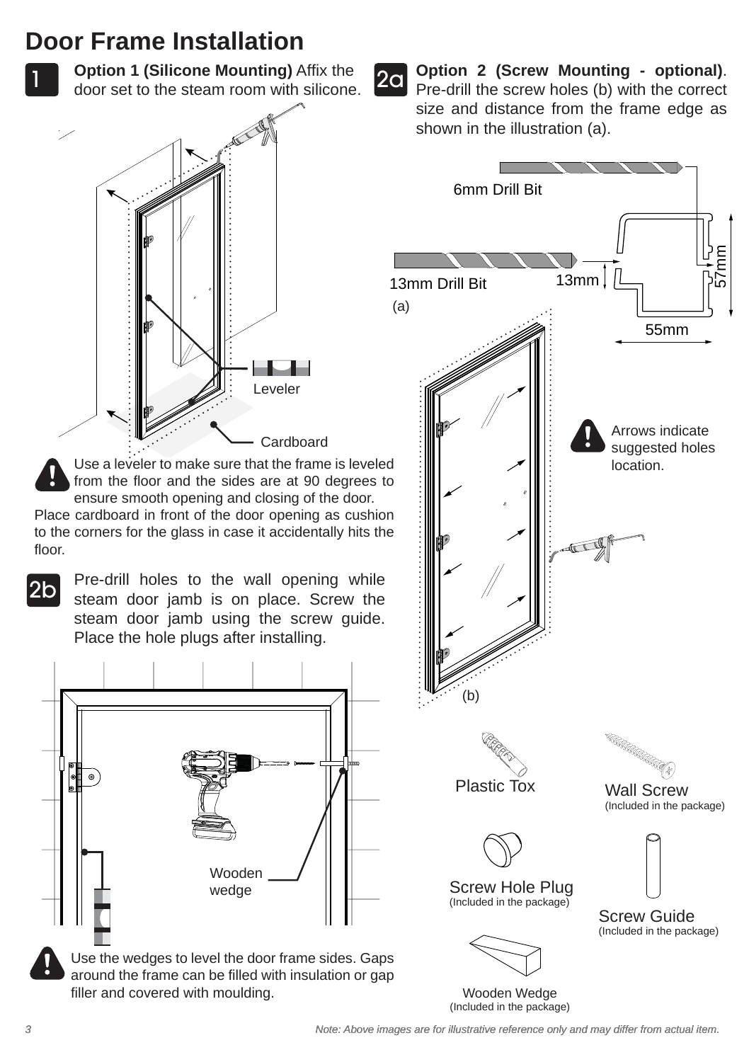# Door Frame Installation

**1** **Option 1 (Silicone Mounting)** Affix the door set to the steam room with silicone.

Leveler

Cardboard

Use a leveler to make sure that the frame is leveled from the floor and the sides are at 90 degrees to ensure smooth opening and closing of the door.

Place cardboard in front of the door opening as cushion to the corners for the glass in case it accidentally hits the floor.

**2a** **Option 2 (Screw Mounting - optional)**. Pre-drill the screw holes (b) with the correct size and distance from the frame edge as shown in the illustration (a).

6mm Drill Bit

13mm Drill Bit

13mm

57mm

55mm

(a)

Arrows indicate suggested holes location.

(b)

**2b** Pre-drill holes to the wall opening while steam door jamb is on place. Screw the steam door jamb using the screw guide. Place the hole plugs after installing.

Wooden wedge

Use the wedges to level the door frame sides. Gaps around the frame can be filled with insulation or gap filler and covered with moulding.

Plastic Tox

Wall Screw
(Included in the package)

Screw Hole Plug
(Included in the package)

Screw Guide
(Included in the package)

Wooden Wedge
(Included in the package)

*Note: Above images are for illustrative reference only and may differ from actual item.*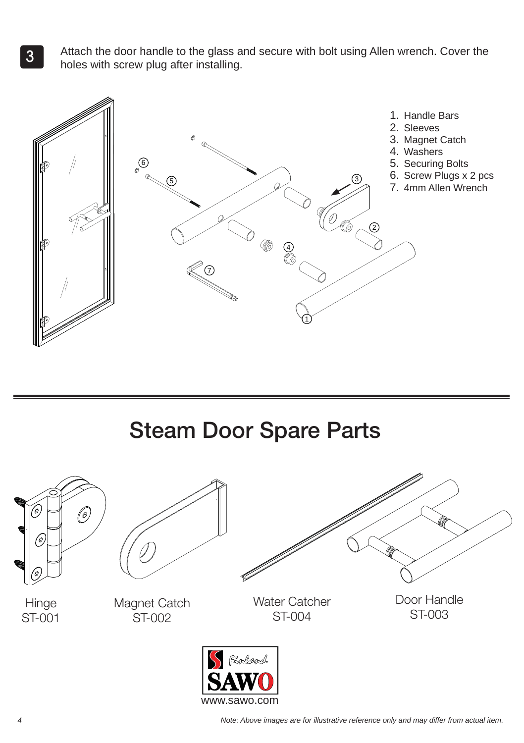3

Attach the door handle to the glass and secure with bolt using Allen wrench. Cover the holes with screw plug after installing.

1. Handle Bars
2. Sleeves
3. Magnet Catch
4. Washers
5. Securing Bolts
6. Screw Plugs x 2 pcs
7. 4mm Allen Wrench

# Steam Door Spare Parts

Hinge
ST-001

Magnet Catch
ST-002

Water Catcher
ST-004

Door Handle
ST-003

www.sawo.com

*Note: Above images are for illustrative reference only and may differ from actual item.*